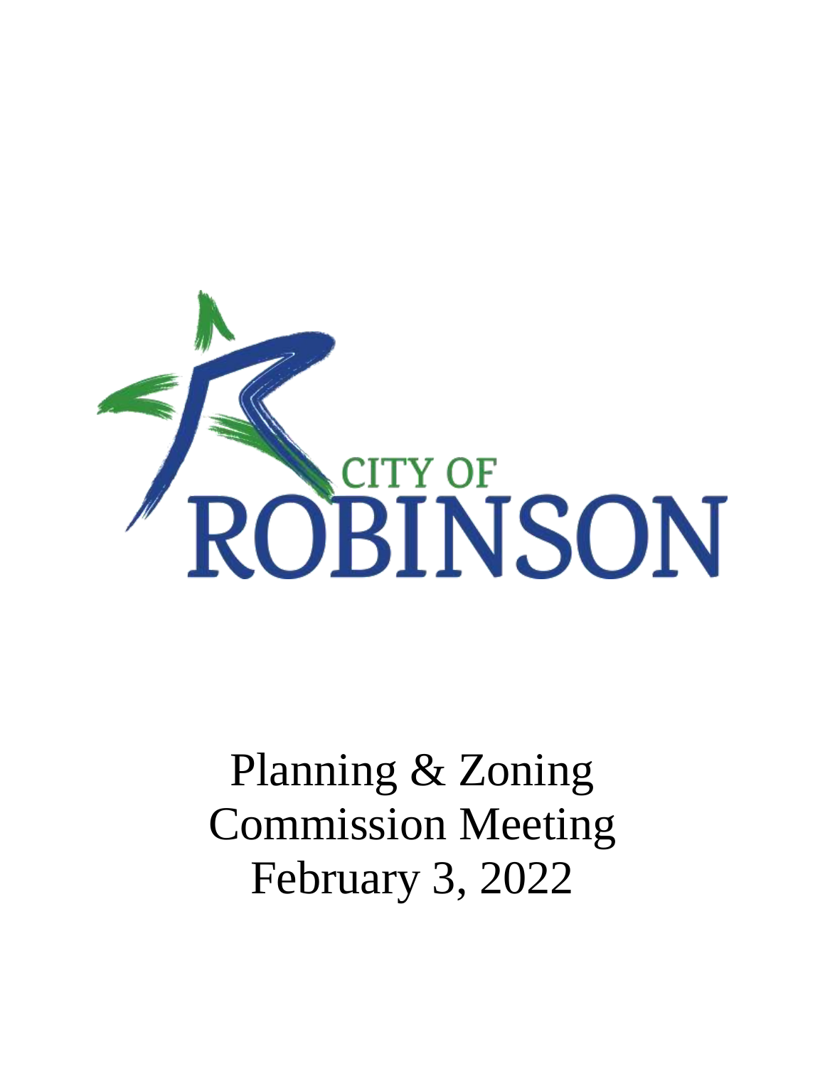CITY OF
ROBINSON

# Planning & Zoning Commission Meeting February 3, 2022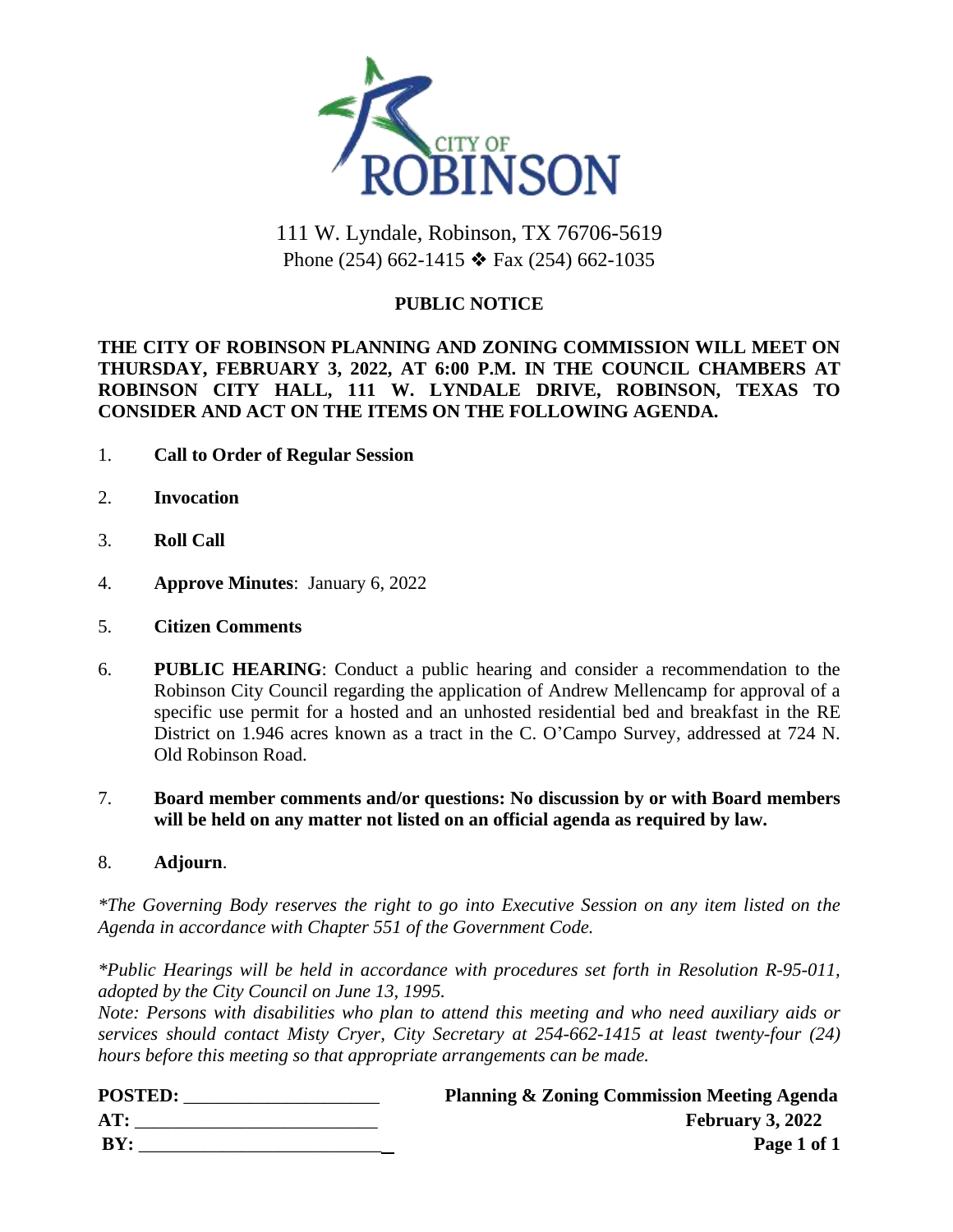CITY OF ROBINSON

111 W. Lyndale, Robinson, TX 76706-5619
Phone (254) 662-1415 ❖ Fax (254) 662-1035

## PUBLIC NOTICE

**THE CITY OF ROBINSON PLANNING AND ZONING COMMISSION WILL MEET ON THURSDAY, FEBRUARY 3, 2022, AT 6:00 P.M. IN THE COUNCIL CHAMBERS AT ROBINSON CITY HALL, 111 W. LYNDALE DRIVE, ROBINSON, TEXAS TO CONSIDER AND ACT ON THE ITEMS ON THE FOLLOWING AGENDA.**

1. **Call to Order of Regular Session**

2. **Invocation**

3. **Roll Call**

4. **Approve Minutes**: January 6, 2022

5. **Citizen Comments**

6. **PUBLIC HEARING**: Conduct a public hearing and consider a recommendation to the Robinson City Council regarding the application of Andrew Mellencamp for approval of a specific use permit for a hosted and an unhosted residential bed and breakfast in the RE District on 1.946 acres known as a tract in the C. O'Campo Survey, addressed at 724 N. Old Robinson Road.

7. **Board member comments and/or questions: No discussion by or with Board members will be held on any matter not listed on an official agenda as required by law.**

8. **Adjourn**.

*\*The Governing Body reserves the right to go into Executive Session on any item listed on the Agenda in accordance with Chapter 551 of the Government Code.*

*\*Public Hearings will be held in accordance with procedures set forth in Resolution R-95-011, adopted by the City Council on June 13, 1995.*
*Note: Persons with disabilities who plan to attend this meeting and who need auxiliary aids or services should contact Misty Cryer, City Secretary at 254-662-1415 at least twenty-four (24) hours before this meeting so that appropriate arrangements can be made.*

**POSTED:** ____________________
**AT:** ________________________
**BY:** ________________________

**Planning & Zoning Commission Meeting Agenda**
**February 3, 2022**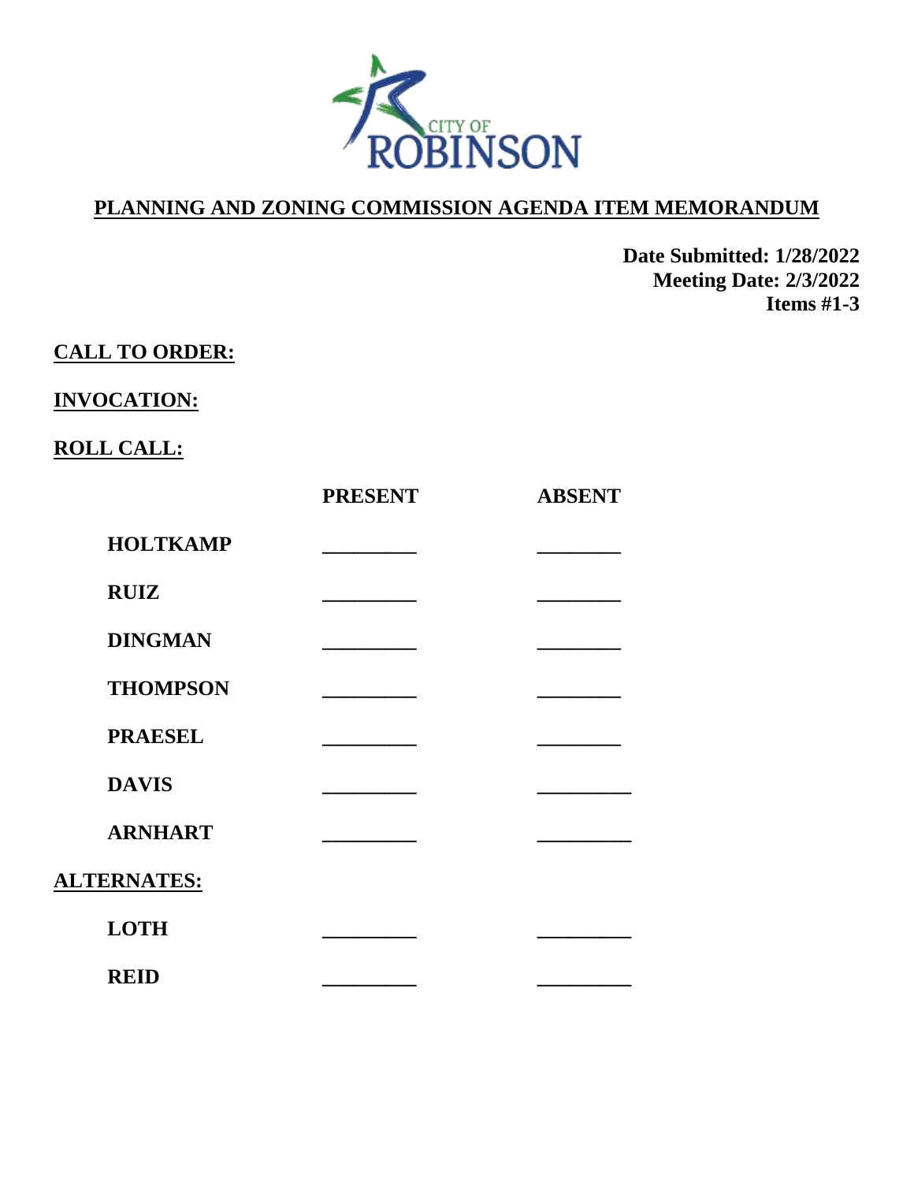CITY OF ROBINSON

## PLANNING AND ZONING COMMISSION AGENDA ITEM MEMORANDUM

**Date Submitted: 1/28/2022**
**Meeting Date: 2/3/2022**
**Items #1-3**

**CALL TO ORDER:**

**INVOCATION:**

**ROLL CALL:**

| | PRESENT | ABSENT |
|---|---|---|
| **HOLTKAMP** | ________ | ________ |
| **RUIZ** | ________ | ________ |
| **DINGMAN** | ________ | ________ |
| **THOMPSON** | ________ | ________ |
| **PRAESEL** | ________ | ________ |
| **DAVIS** | ________ | ________ |
| **ARNHART** | ________ | ________ |

**ALTERNATES:**

| | PRESENT | ABSENT |
|---|---|---|
| **LOTH** | ________ | ________ |
| **REID** | ________ | ________ |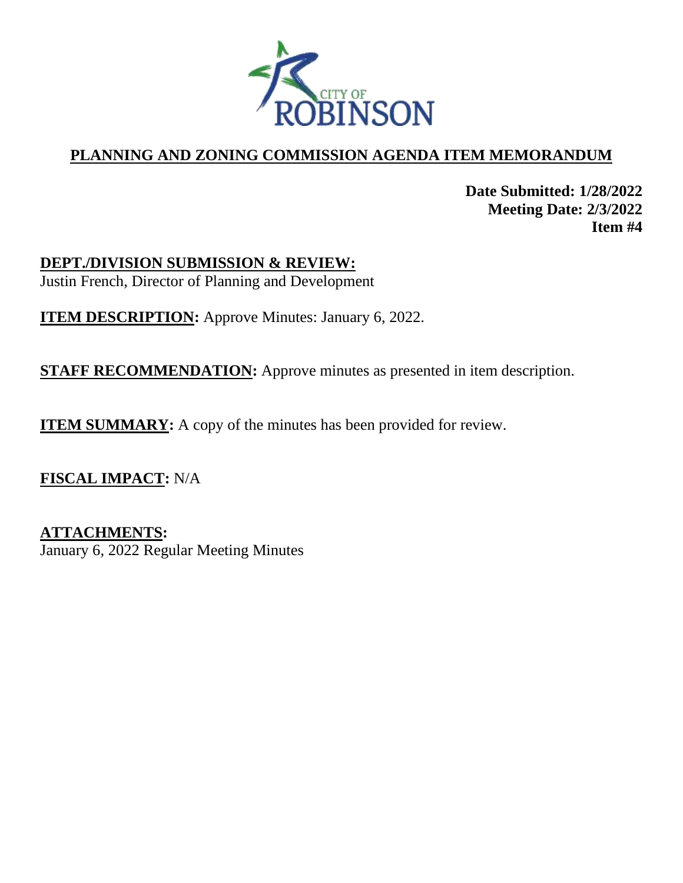CITY OF ROBINSON

## PLANNING AND ZONING COMMISSION AGENDA ITEM MEMORANDUM

**Date Submitted: 1/28/2022**
**Meeting Date: 2/3/2022**
**Item #4**

**DEPT./DIVISION SUBMISSION & REVIEW:**
Justin French, Director of Planning and Development

**ITEM DESCRIPTION:** Approve Minutes: January 6, 2022.

**STAFF RECOMMENDATION:** Approve minutes as presented in item description.

**ITEM SUMMARY:** A copy of the minutes has been provided for review.

**FISCAL IMPACT:** N/A

**ATTACHMENTS:**
January 6, 2022 Regular Meeting Minutes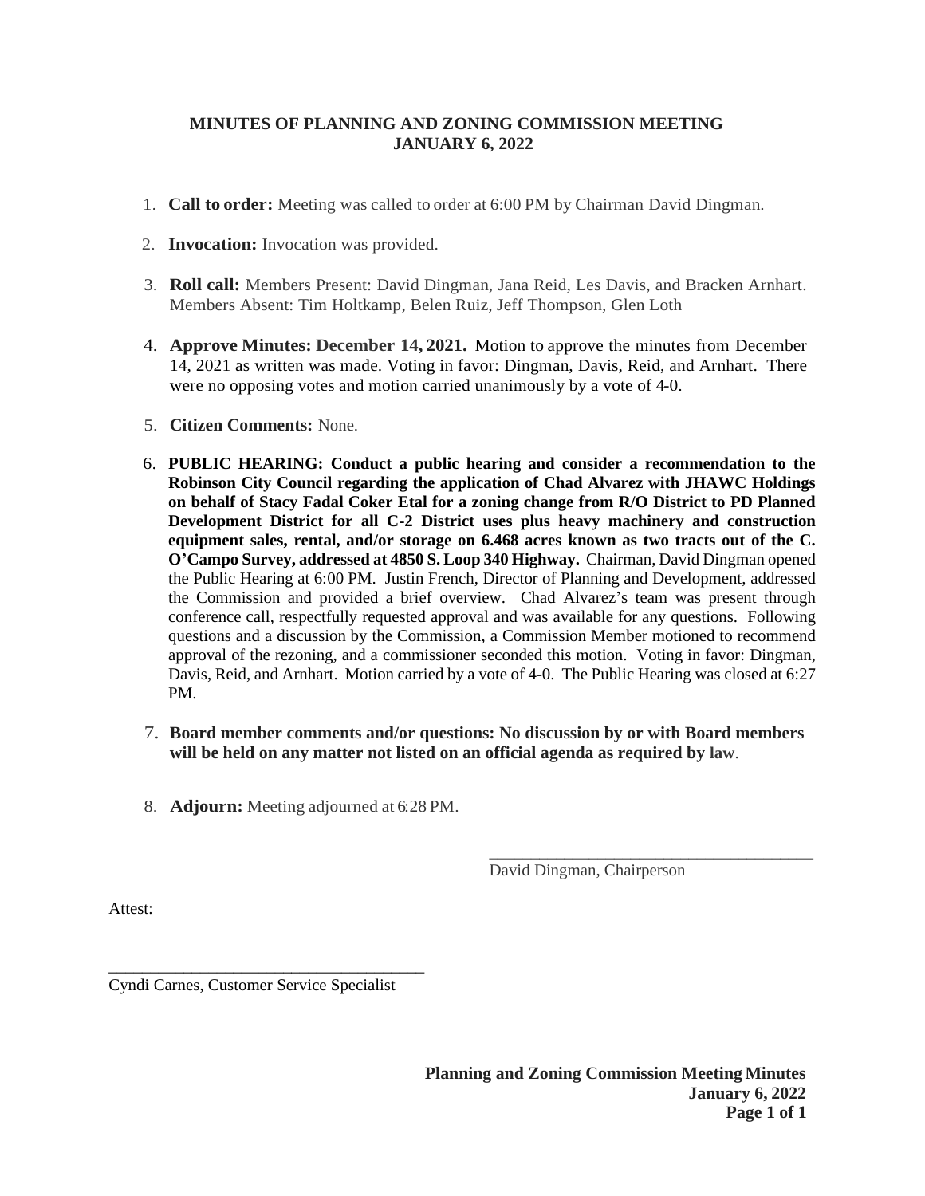## MINUTES OF PLANNING AND ZONING COMMISSION MEETING
## JANUARY 6, 2022

1. **Call to order:** Meeting was called to order at 6:00 PM by Chairman David Dingman.

2. **Invocation:** Invocation was provided.

3. **Roll call:** Members Present: David Dingman, Jana Reid, Les Davis, and Bracken Arnhart. Members Absent: Tim Holtkamp, Belen Ruiz, Jeff Thompson, Glen Loth

4. **Approve Minutes: December 14, 2021.** Motion to approve the minutes from December 14, 2021 as written was made. Voting in favor: Dingman, Davis, Reid, and Arnhart. There were no opposing votes and motion carried unanimously by a vote of 4-0.

5. **Citizen Comments:** None.

6. **PUBLIC HEARING: Conduct a public hearing and consider a recommendation to the Robinson City Council regarding the application of Chad Alvarez with JHAWC Holdings on behalf of Stacy Fadal Coker Etal for a zoning change from R/O District to PD Planned Development District for all C-2 District uses plus heavy machinery and construction equipment sales, rental, and/or storage on 6.468 acres known as two tracts out of the C. O'Campo Survey, addressed at 4850 S. Loop 340 Highway.** Chairman, David Dingman opened the Public Hearing at 6:00 PM. Justin French, Director of Planning and Development, addressed the Commission and provided a brief overview. Chad Alvarez's team was present through conference call, respectfully requested approval and was available for any questions. Following questions and a discussion by the Commission, a Commission Member motioned to recommend approval of the rezoning, and a commissioner seconded this motion. Voting in favor: Dingman, Davis, Reid, and Arnhart. Motion carried by a vote of 4-0. The Public Hearing was closed at 6:27 PM.

7. **Board member comments and/or questions: No discussion by or with Board members will be held on any matter not listed on an official agenda as required by law.**

8. **Adjourn:** Meeting adjourned at 6:28 PM.

\_\_\_\_\_\_\_\_\_\_\_\_\_\_\_\_\_\_\_\_\_\_\_\_\_\_\_\_\_\_\_\_\_\_\_\_\_\_\_\_
David Dingman, Chairperson

Attest:

\_\_\_\_\_\_\_\_\_\_\_\_\_\_\_\_\_\_\_\_\_\_\_\_\_\_\_\_\_\_\_\_\_\_\_\_\_\_\_\_
Cyndi Carnes, Customer Service Specialist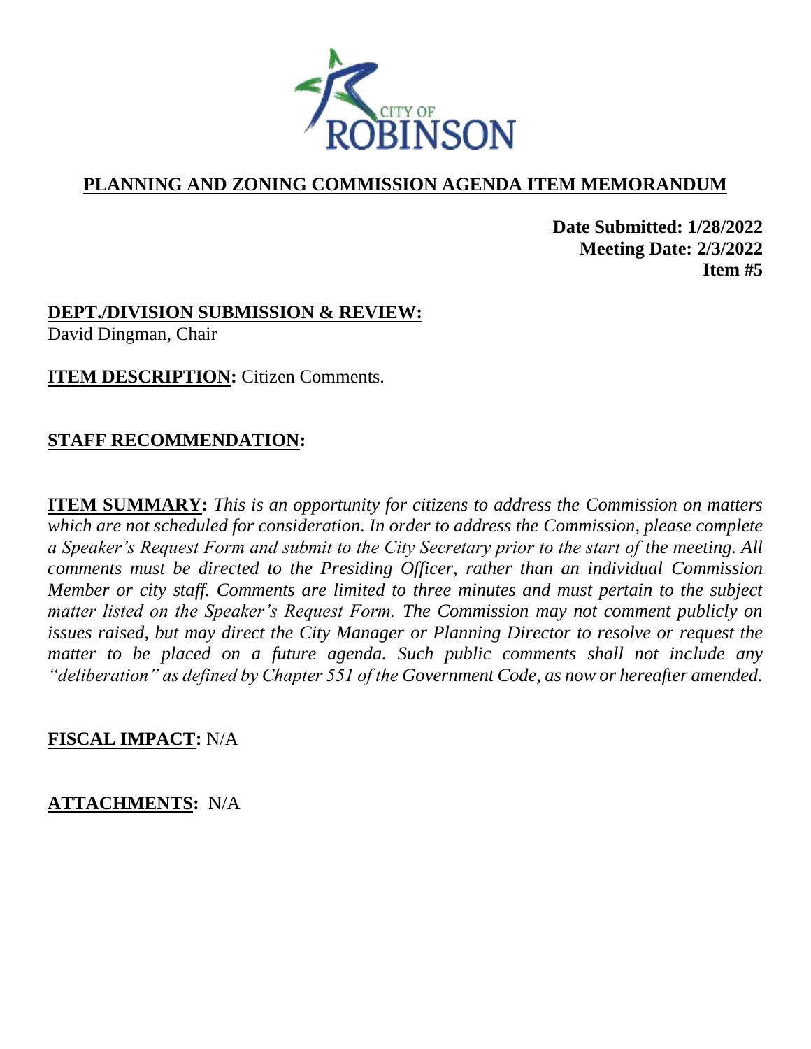CITY OF ROBINSON

## PLANNING AND ZONING COMMISSION AGENDA ITEM MEMORANDUM

**Date Submitted: 1/28/2022**
**Meeting Date: 2/3/2022**
**Item #5**

**DEPT./DIVISION SUBMISSION & REVIEW:**
David Dingman, Chair

**ITEM DESCRIPTION:** Citizen Comments.

**STAFF RECOMMENDATION:**

**ITEM SUMMARY:** *This is an opportunity for citizens to address the Commission on matters which are not scheduled for consideration. In order to address the Commission, please complete a Speaker's Request Form and submit to the City Secretary prior to the start of the meeting. All comments must be directed to the Presiding Officer, rather than an individual Commission Member or city staff. Comments are limited to three minutes and must pertain to the subject matter listed on the Speaker's Request Form. The Commission may not comment publicly on issues raised, but may direct the City Manager or Planning Director to resolve or request the matter to be placed on a future agenda. Such public comments shall not include any "deliberation" as defined by Chapter 551 of the Government Code, as now or hereafter amended.*

**FISCAL IMPACT:** N/A

**ATTACHMENTS:** N/A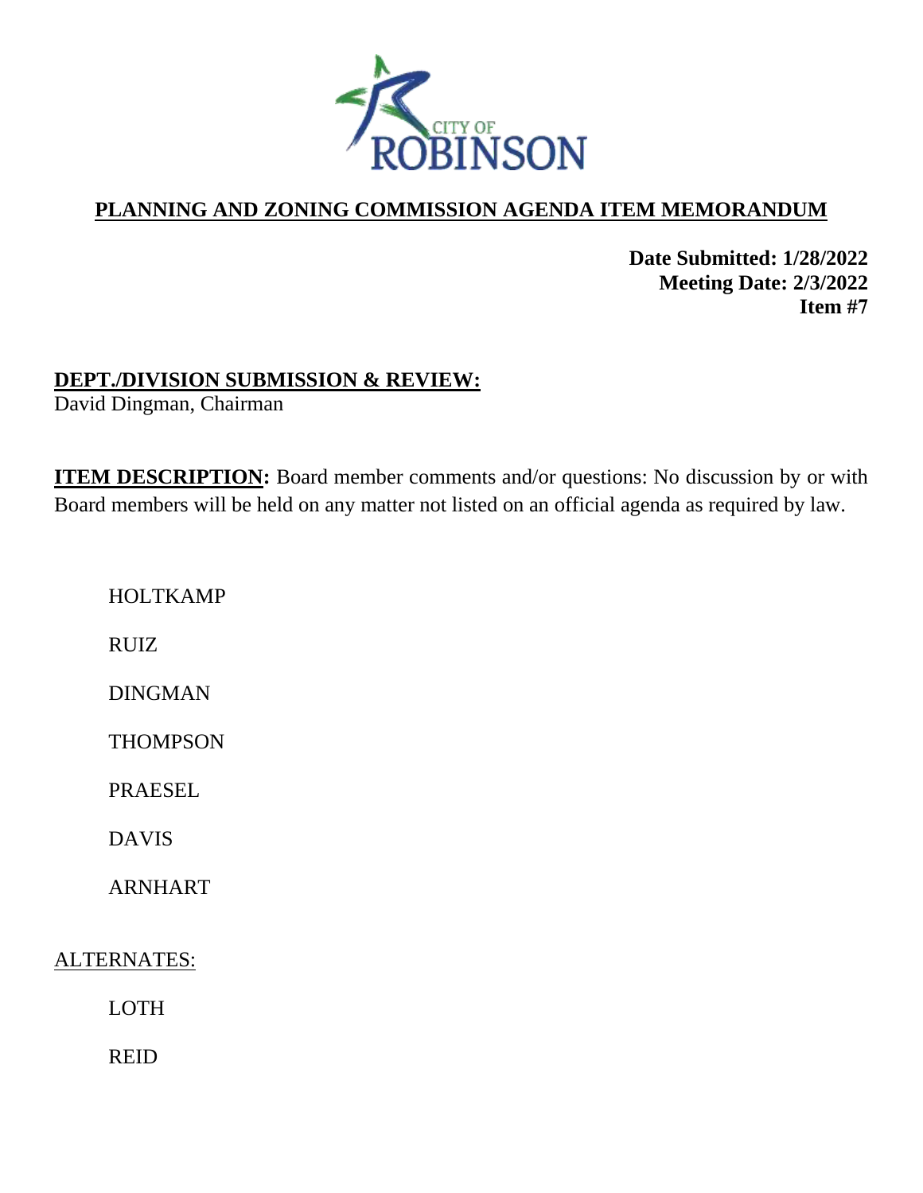CITY OF ROBINSON

## PLANNING AND ZONING COMMISSION AGENDA ITEM MEMORANDUM

**Date Submitted: 1/28/2022**
**Meeting Date: 2/3/2022**
**Item #7**

**DEPT./DIVISION SUBMISSION & REVIEW:**
David Dingman, Chairman

**ITEM DESCRIPTION:** Board member comments and/or questions: No discussion by or with Board members will be held on any matter not listed on an official agenda as required by law.

HOLTKAMP

RUIZ

DINGMAN

THOMPSON

PRAESEL

DAVIS

ARNHART

ALTERNATES:

LOTH

REID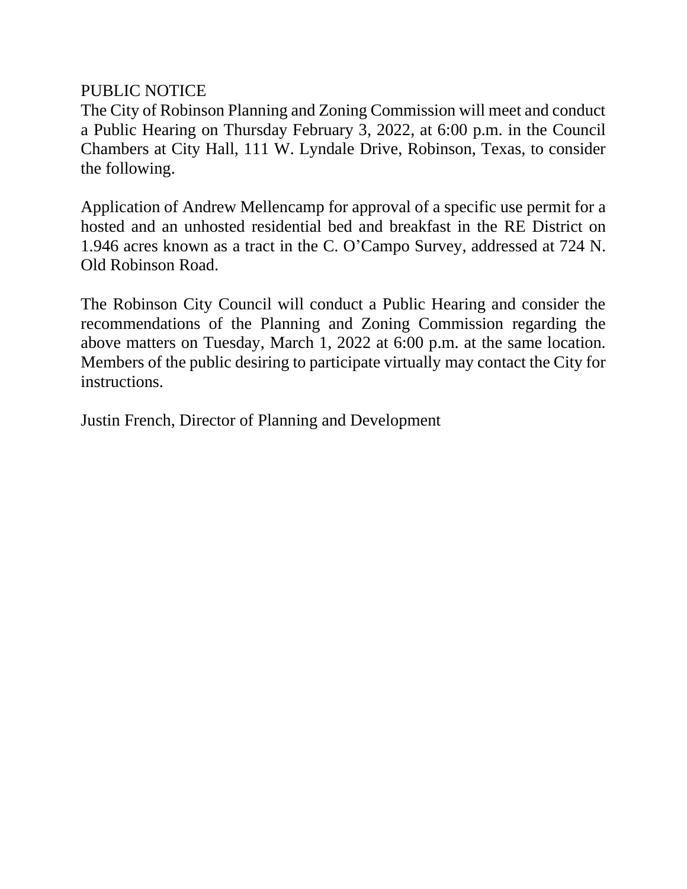PUBLIC NOTICE

The City of Robinson Planning and Zoning Commission will meet and conduct a Public Hearing on Thursday February 3, 2022, at 6:00 p.m. in the Council Chambers at City Hall, 111 W. Lyndale Drive, Robinson, Texas, to consider the following.

Application of Andrew Mellencamp for approval of a specific use permit for a hosted and an unhosted residential bed and breakfast in the RE District on 1.946 acres known as a tract in the C. O'Campo Survey, addressed at 724 N. Old Robinson Road.

The Robinson City Council will conduct a Public Hearing and consider the recommendations of the Planning and Zoning Commission regarding the above matters on Tuesday, March 1, 2022 at 6:00 p.m. at the same location. Members of the public desiring to participate virtually may contact the City for instructions.

Justin French, Director of Planning and Development